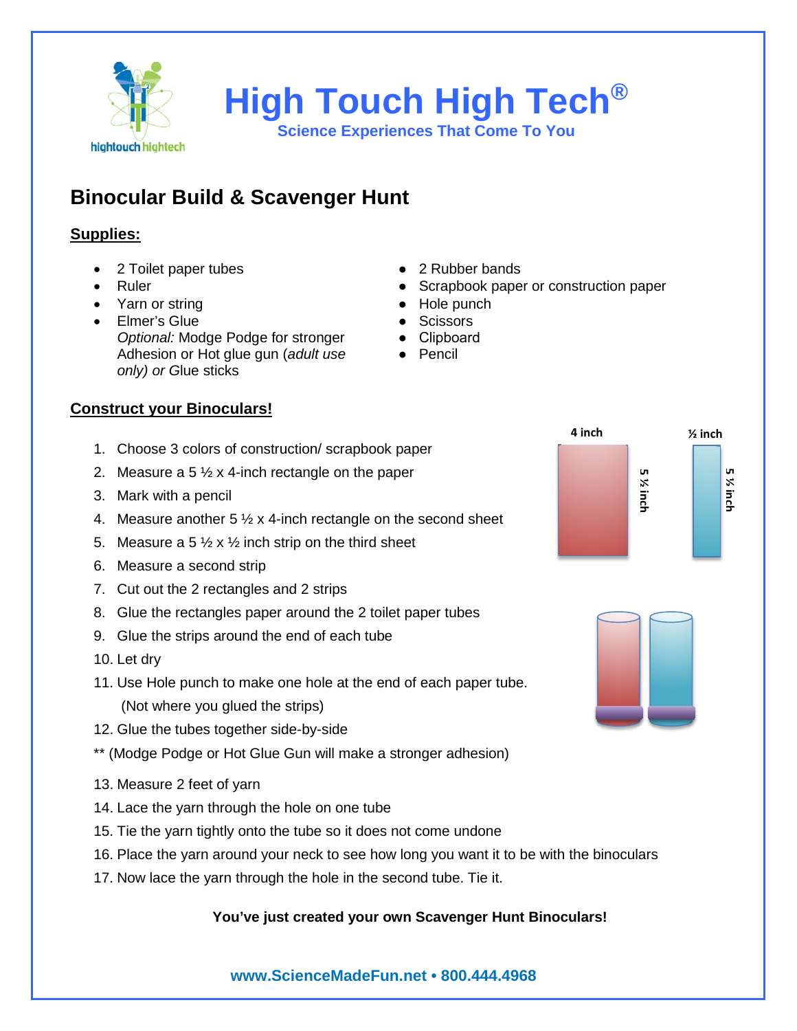# High Touch High Tech®

**Science Experiences That Come To You**

## Binocular Build & Scavenger Hunt

### Supplies:

- 2 Toilet paper tubes
- Ruler
- Yarn or string
- Elmer's Glue
  *Optional:* Modge Podge for stronger Adhesion or Hot glue gun (*adult use only) or* Glue sticks
- 2 Rubber bands
- Scrapbook paper or construction paper
- Hole punch
- Scissors
- Clipboard
- Pencil

### Construct your Binoculars!

1. Choose 3 colors of construction/ scrapbook paper
2. Measure a 5 ½ x 4-inch rectangle on the paper
3. Mark with a pencil
4. Measure another 5 ½ x 4-inch rectangle on the second sheet
5. Measure a 5 ½ x ½ inch strip on the third sheet
6. Measure a second strip
7. Cut out the 2 rectangles and 2 strips
8. Glue the rectangles paper around the 2 toilet paper tubes
9. Glue the strips around the end of each tube
10. Let dry
11. Use Hole punch to make one hole at the end of each paper tube. (Not where you glued the strips)
12. Glue the tubes together side-by-side

** (Modge Podge or Hot Glue Gun will make a stronger adhesion)

13. Measure 2 feet of yarn
14. Lace the yarn through the hole on one tube
15. Tie the yarn tightly onto the tube so it does not come undone
16. Place the yarn around your neck to see how long you want it to be with the binoculars
17. Now lace the yarn through the hole in the second tube. Tie it.

4 inch | 5 ½ inch | ½ inch | 5 ½ inch

**You've just created your own Scavenger Hunt Binoculars!**

www.ScienceMadeFun.net • 800.444.4968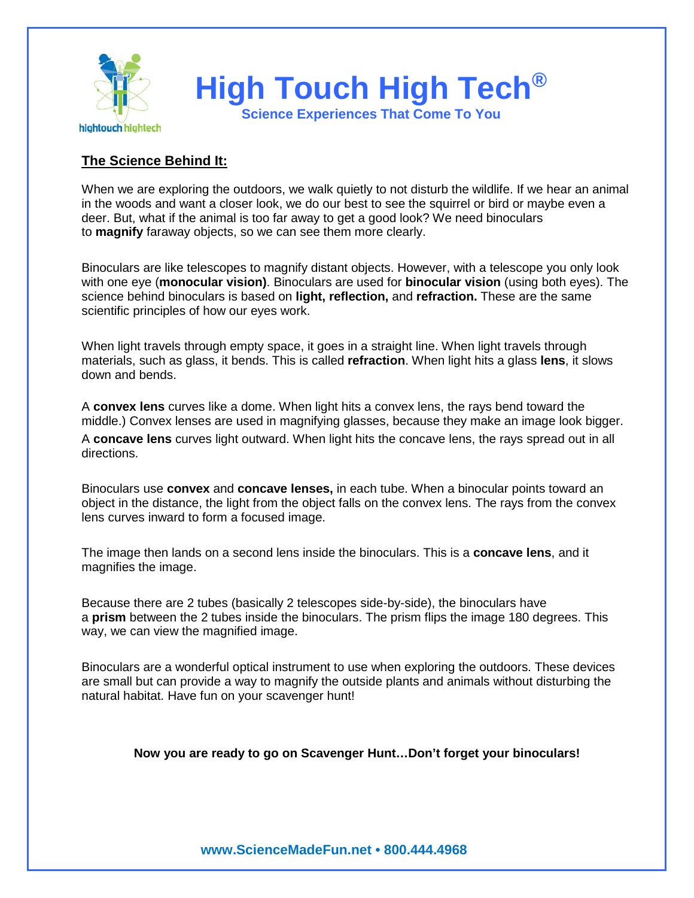# High Touch High Tech®

**Science Experiences That Come To You**

**The Science Behind It:**

When we are exploring the outdoors, we walk quietly to not disturb the wildlife. If we hear an animal in the woods and want a closer look, we do our best to see the squirrel or bird or maybe even a deer. But, what if the animal is too far away to get a good look? We need binoculars to **magnify** faraway objects, so we can see them more clearly.

Binoculars are like telescopes to magnify distant objects. However, with a telescope you only look with one eye (**monocular vision)**. Binoculars are used for **binocular vision** (using both eyes). The science behind binoculars is based on **light, reflection,** and **refraction.** These are the same scientific principles of how our eyes work.

When light travels through empty space, it goes in a straight line. When light travels through materials, such as glass, it bends. This is called **refraction**. When light hits a glass **lens**, it slows down and bends.

A **convex lens** curves like a dome. When light hits a convex lens, the rays bend toward the middle.) Convex lenses are used in magnifying glasses, because they make an image look bigger.
A **concave lens** curves light outward. When light hits the concave lens, the rays spread out in all directions.

Binoculars use **convex** and **concave lenses,** in each tube. When a binocular points toward an object in the distance, the light from the object falls on the convex lens. The rays from the convex lens curves inward to form a focused image.

The image then lands on a second lens inside the binoculars. This is a **concave lens**, and it magnifies the image.

Because there are 2 tubes (basically 2 telescopes side-by-side), the binoculars have a **prism** between the 2 tubes inside the binoculars. The prism flips the image 180 degrees. This way, we can view the magnified image.

Binoculars are a wonderful optical instrument to use when exploring the outdoors. These devices are small but can provide a way to magnify the outside plants and animals without disturbing the natural habitat. Have fun on your scavenger hunt!

**Now you are ready to go on Scavenger Hunt…Don't forget your binoculars!**

**www.ScienceMadeFun.net • 800.444.4968**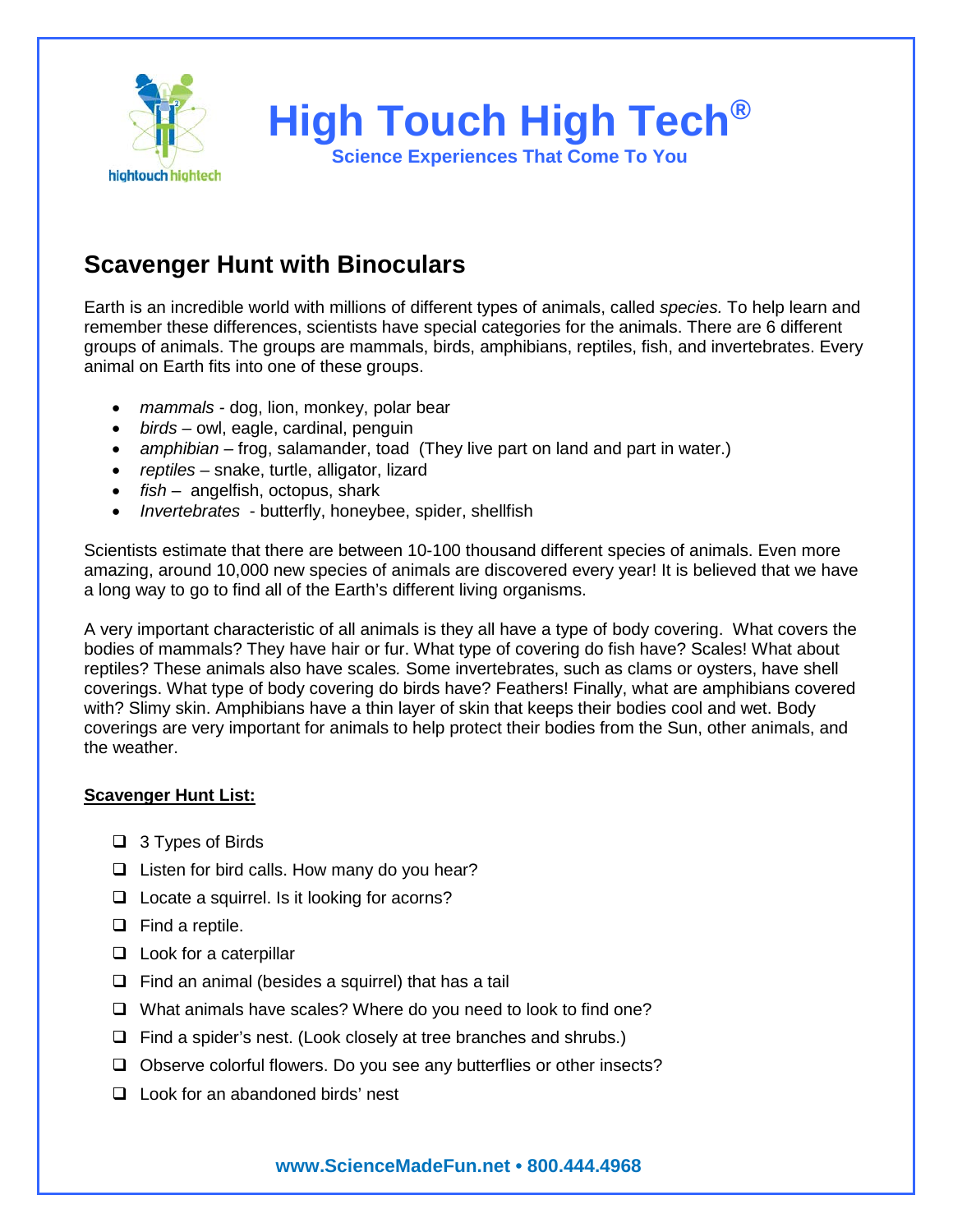# High Touch High Tech®

**Science Experiences That Come To You**

## Scavenger Hunt with Binoculars

Earth is an incredible world with millions of different types of animals, called *species.* To help learn and remember these differences, scientists have special categories for the animals. There are 6 different groups of animals. The groups are mammals, birds, amphibians, reptiles, fish, and invertebrates. Every animal on Earth fits into one of these groups.

- *mammals* - dog, lion, monkey, polar bear
- *birds* – owl, eagle, cardinal, penguin
- *amphibian* – frog, salamander, toad (They live part on land and part in water.)
- *reptiles* – snake, turtle, alligator, lizard
- *fish* – angelfish, octopus, shark
- *Invertebrates* - butterfly, honeybee, spider, shellfish

Scientists estimate that there are between 10-100 thousand different species of animals. Even more amazing, around 10,000 new species of animals are discovered every year! It is believed that we have a long way to go to find all of the Earth's different living organisms.

A very important characteristic of all animals is they all have a type of body covering. What covers the bodies of mammals? They have hair or fur. What type of covering do fish have? Scales! What about reptiles? These animals also have scales*.* Some invertebrates, such as clams or oysters, have shell coverings. What type of body covering do birds have? Feathers! Finally, what are amphibians covered with? Slimy skin. Amphibians have a thin layer of skin that keeps their bodies cool and wet. Body coverings are very important for animals to help protect their bodies from the Sun, other animals, and the weather.

**Scavenger Hunt List:**

- [ ] 3 Types of Birds
- [ ] Listen for bird calls. How many do you hear?
- [ ] Locate a squirrel. Is it looking for acorns?
- [ ] Find a reptile.
- [ ] Look for a caterpillar
- [ ] Find an animal (besides a squirrel) that has a tail
- [ ] What animals have scales? Where do you need to look to find one?
- [ ] Find a spider's nest. (Look closely at tree branches and shrubs.)
- [ ] Observe colorful flowers. Do you see any butterflies or other insects?
- [ ] Look for an abandoned birds' nest

**www.ScienceMadeFun.net • 800.444.4968**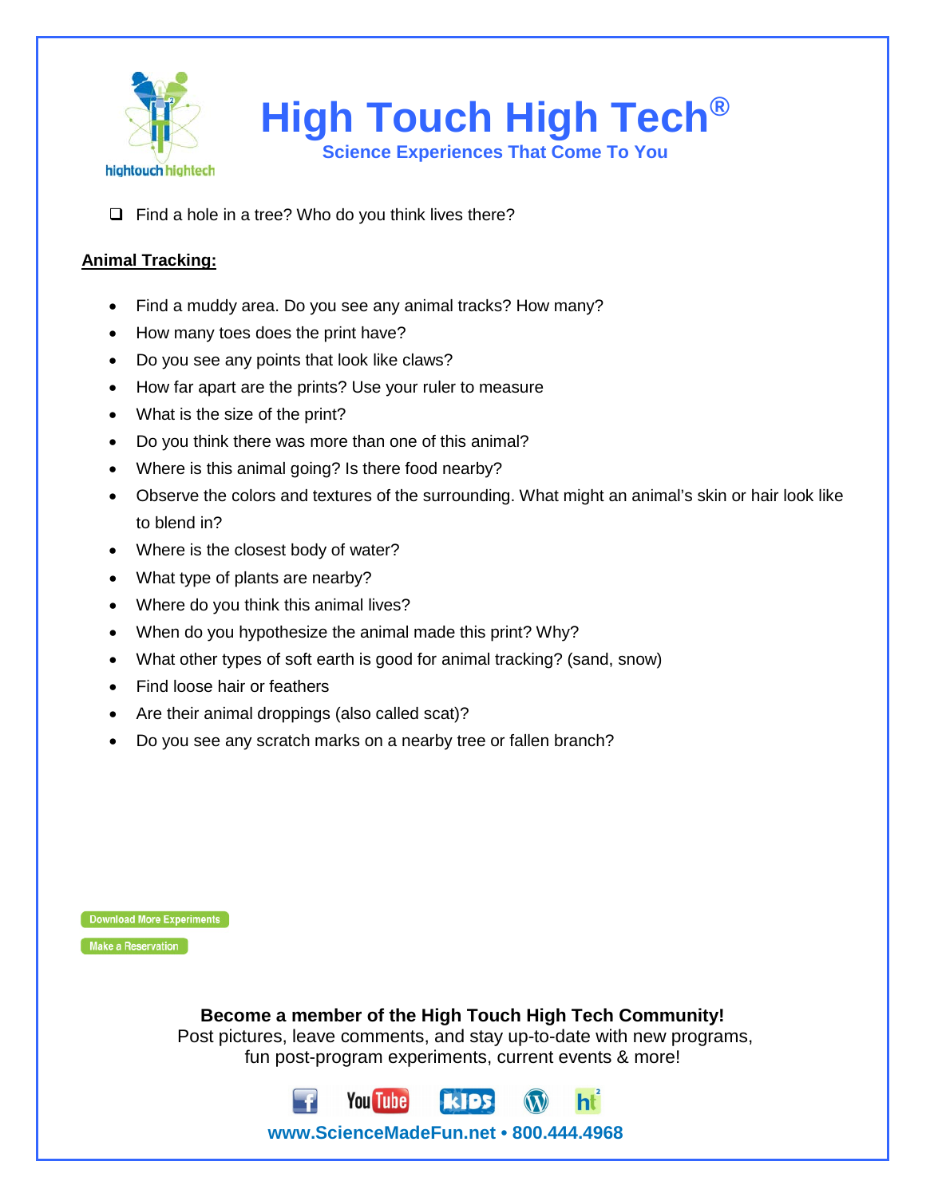# High Touch High Tech®

**Science Experiences That Come To You**

- [ ] Find a hole in a tree? Who do you think lives there?

**Animal Tracking:**

- Find a muddy area. Do you see any animal tracks? How many?
- How many toes does the print have?
- Do you see any points that look like claws?
- How far apart are the prints? Use your ruler to measure
- What is the size of the print?
- Do you think there was more than one of this animal?
- Where is this animal going? Is there food nearby?
- Observe the colors and textures of the surrounding. What might an animal's skin or hair look like to blend in?
- Where is the closest body of water?
- What type of plants are nearby?
- Where do you think this animal lives?
- When do you hypothesize the animal made this print? Why?
- What other types of soft earth is good for animal tracking? (sand, snow)
- Find loose hair or feathers
- Are their animal droppings (also called scat)?
- Do you see any scratch marks on a nearby tree or fallen branch?

Download More Experiments

Make a Reservation

**Become a member of the High Touch High Tech Community!**
Post pictures, leave comments, and stay up-to-date with new programs, fun post-program experiments, current events & more!

**www.ScienceMadeFun.net • 800.444.4968**